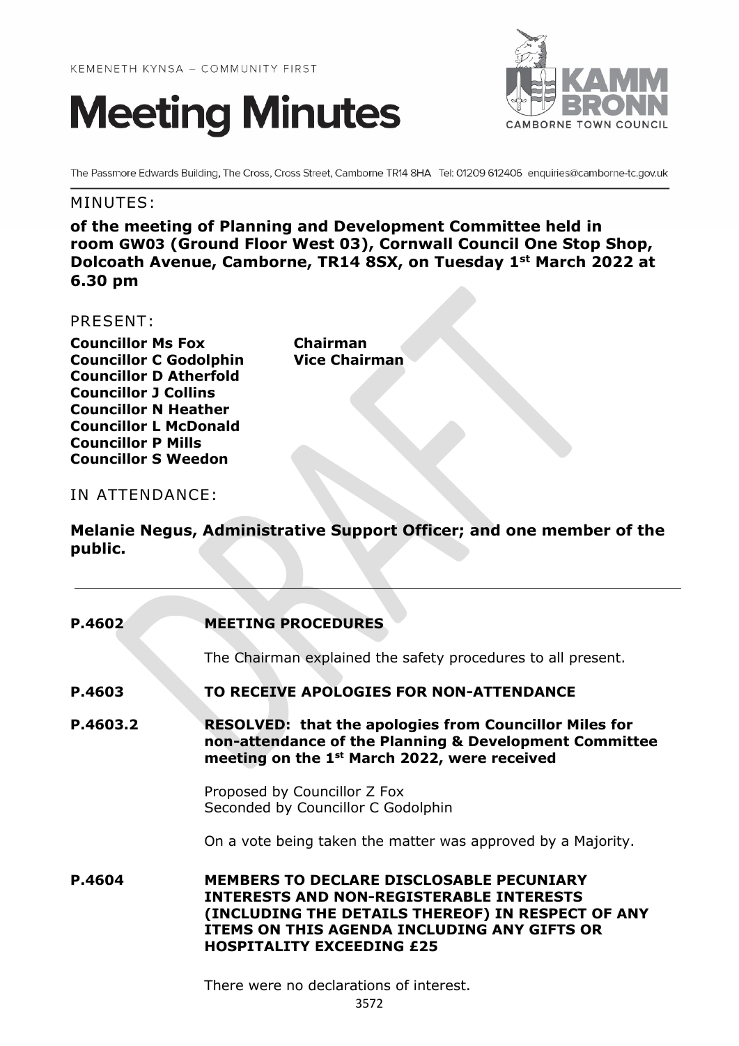KEMENETH KYNSA – COMMUNITY FIRST

# Meeting Minutes

KAMM BRONN
CAMBORNE TOWN COUNCIL

The Passmore Edwards Building, The Cross, Cross Street, Camborne TR14 8HA Tel: 01209 612406 enquiries@camborne-tc.gov.uk

## MINUTES:

**of the meeting of Planning and Development Committee held in room GW03 (Ground Floor West 03), Cornwall Council One Stop Shop, Dolcoath Avenue, Camborne, TR14 8SX, on Tuesday 1st March 2022 at 6.30 pm**

## PRESENT:

| | |
|---|---|
| **Councillor Ms Fox** | **Chairman** |
| **Councillor C Godolphin** | **Vice Chairman** |
| **Councillor D Atherfold** | |
| **Councillor J Collins** | |
| **Councillor N Heather** | |
| **Councillor L McDonald** | |
| **Councillor P Mills** | |
| **Councillor S Weedon** | |

## IN ATTENDANCE:

**Melanie Negus, Administrative Support Officer; and one member of the public.**

---

**P.4602 MEETING PROCEDURES**

The Chairman explained the safety procedures to all present.

**P.4603 TO RECEIVE APOLOGIES FOR NON-ATTENDANCE**

**P.4603.2 RESOLVED: that the apologies from Councillor Miles for non-attendance of the Planning & Development Committee meeting on the 1st March 2022, were received**

Proposed by Councillor Z Fox
Seconded by Councillor C Godolphin

On a vote being taken the matter was approved by a Majority.

**P.4604 MEMBERS TO DECLARE DISCLOSABLE PECUNIARY INTERESTS AND NON-REGISTERABLE INTERESTS (INCLUDING THE DETAILS THEREOF) IN RESPECT OF ANY ITEMS ON THIS AGENDA INCLUDING ANY GIFTS OR HOSPITALITY EXCEEDING £25**

There were no declarations of interest.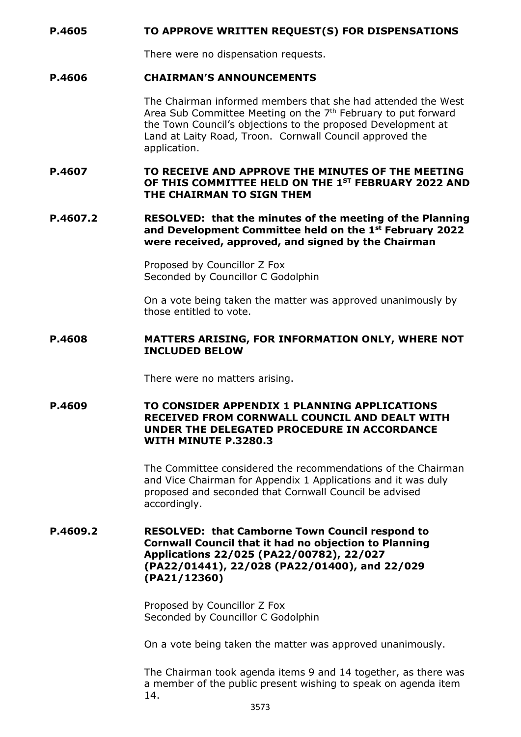**P.4605 TO APPROVE WRITTEN REQUEST(S) FOR DISPENSATIONS**

There were no dispensation requests.

**P.4606 CHAIRMAN'S ANNOUNCEMENTS**

The Chairman informed members that she had attended the West Area Sub Committee Meeting on the 7th February to put forward the Town Council's objections to the proposed Development at Land at Laity Road, Troon. Cornwall Council approved the application.

**P.4607 TO RECEIVE AND APPROVE THE MINUTES OF THE MEETING OF THIS COMMITTEE HELD ON THE 1ST FEBRUARY 2022 AND THE CHAIRMAN TO SIGN THEM**

**P.4607.2 RESOLVED: that the minutes of the meeting of the Planning and Development Committee held on the 1st February 2022 were received, approved, and signed by the Chairman**

Proposed by Councillor Z Fox
Seconded by Councillor C Godolphin

On a vote being taken the matter was approved unanimously by those entitled to vote.

**P.4608 MATTERS ARISING, FOR INFORMATION ONLY, WHERE NOT INCLUDED BELOW**

There were no matters arising.

**P.4609 TO CONSIDER APPENDIX 1 PLANNING APPLICATIONS RECEIVED FROM CORNWALL COUNCIL AND DEALT WITH UNDER THE DELEGATED PROCEDURE IN ACCORDANCE WITH MINUTE P.3280.3**

The Committee considered the recommendations of the Chairman and Vice Chairman for Appendix 1 Applications and it was duly proposed and seconded that Cornwall Council be advised accordingly.

**P.4609.2 RESOLVED: that Camborne Town Council respond to Cornwall Council that it had no objection to Planning Applications 22/025 (PA22/00782), 22/027 (PA22/01441), 22/028 (PA22/01400), and 22/029 (PA21/12360)**

Proposed by Councillor Z Fox
Seconded by Councillor C Godolphin

On a vote being taken the matter was approved unanimously.

The Chairman took agenda items 9 and 14 together, as there was a member of the public present wishing to speak on agenda item 14.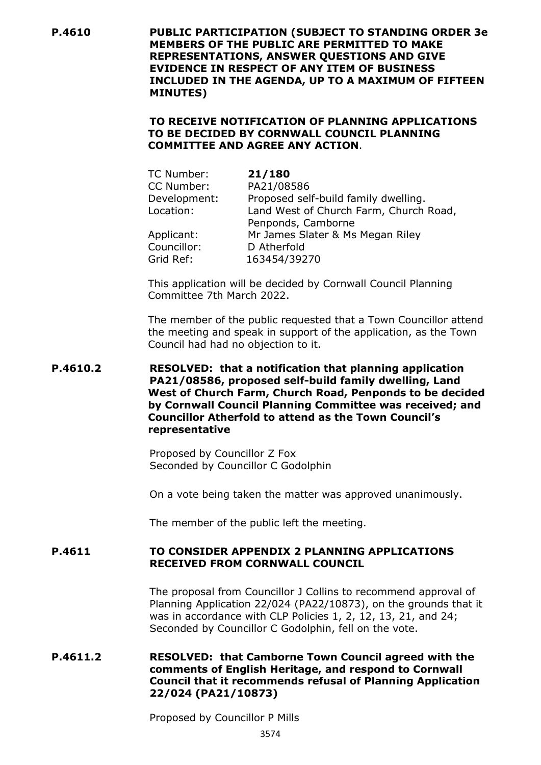**P.4610 PUBLIC PARTICIPATION (SUBJECT TO STANDING ORDER 3e MEMBERS OF THE PUBLIC ARE PERMITTED TO MAKE REPRESENTATIONS, ANSWER QUESTIONS AND GIVE EVIDENCE IN RESPECT OF ANY ITEM OF BUSINESS INCLUDED IN THE AGENDA, UP TO A MAXIMUM OF FIFTEEN MINUTES)**

**TO RECEIVE NOTIFICATION OF PLANNING APPLICATIONS TO BE DECIDED BY CORNWALL COUNCIL PLANNING COMMITTEE AND AGREE ANY ACTION**.

| | |
|---|---|
| TC Number: | **21/180** |
| CC Number: | PA21/08586 |
| Development: | Proposed self-build family dwelling. |
| Location: | Land West of Church Farm, Church Road, Penponds, Camborne |
| Applicant: | Mr James Slater & Ms Megan Riley |
| Councillor: | D Atherfold |
| Grid Ref: | 163454/39270 |

This application will be decided by Cornwall Council Planning Committee 7th March 2022.

The member of the public requested that a Town Councillor attend the meeting and speak in support of the application, as the Town Council had had no objection to it.

**P.4610.2 RESOLVED: that a notification that planning application PA21/08586, proposed self-build family dwelling, Land West of Church Farm, Church Road, Penponds to be decided by Cornwall Council Planning Committee was received; and Councillor Atherfold to attend as the Town Council's representative**

Proposed by Councillor Z Fox
Seconded by Councillor C Godolphin

On a vote being taken the matter was approved unanimously.

The member of the public left the meeting.

**P.4611 TO CONSIDER APPENDIX 2 PLANNING APPLICATIONS RECEIVED FROM CORNWALL COUNCIL**

The proposal from Councillor J Collins to recommend approval of Planning Application 22/024 (PA22/10873), on the grounds that it was in accordance with CLP Policies 1, 2, 12, 13, 21, and 24; Seconded by Councillor C Godolphin, fell on the vote.

**P.4611.2 RESOLVED: that Camborne Town Council agreed with the comments of English Heritage, and respond to Cornwall Council that it recommends refusal of Planning Application 22/024 (PA21/10873)**

Proposed by Councillor P Mills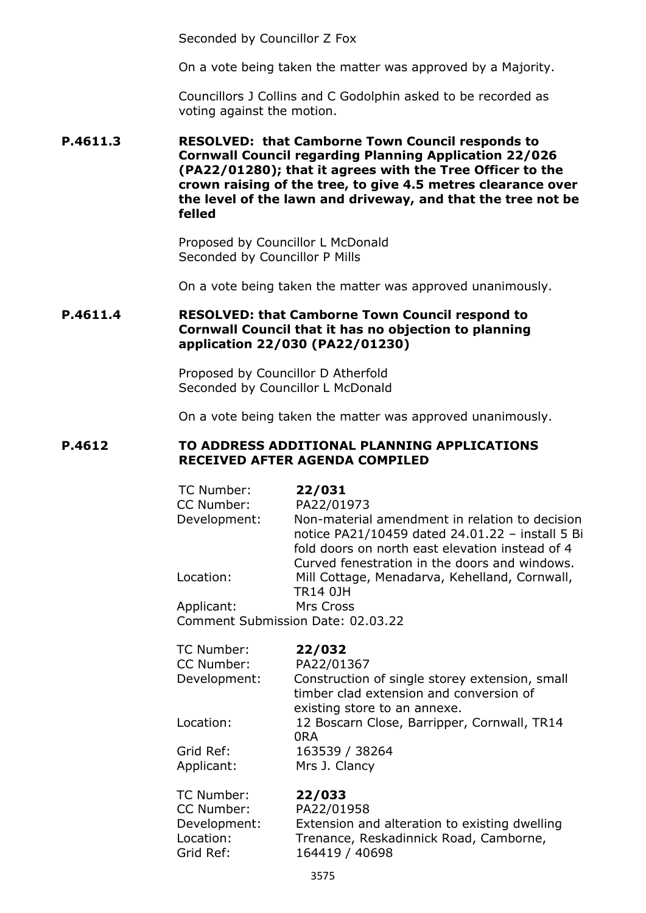Seconded by Councillor Z Fox

On a vote being taken the matter was approved by a Majority.

Councillors J Collins and C Godolphin asked to be recorded as voting against the motion.

**P.4611.3** **RESOLVED: that Camborne Town Council responds to Cornwall Council regarding Planning Application 22/026 (PA22/01280); that it agrees with the Tree Officer to the crown raising of the tree, to give 4.5 metres clearance over the level of the lawn and driveway, and that the tree not be felled**

Proposed by Councillor L McDonald
Seconded by Councillor P Mills

On a vote being taken the matter was approved unanimously.

**P.4611.4** **RESOLVED: that Camborne Town Council respond to Cornwall Council that it has no objection to planning application 22/030 (PA22/01230)**

Proposed by Councillor D Atherfold
Seconded by Councillor L McDonald

On a vote being taken the matter was approved unanimously.

## P.4612 TO ADDRESS ADDITIONAL PLANNING APPLICATIONS RECEIVED AFTER AGENDA COMPILED

TC Number: **22/031**
CC Number: PA22/01973
Development: Non-material amendment in relation to decision notice PA21/10459 dated 24.01.22 – install 5 Bi fold doors on north east elevation instead of 4 Curved fenestration in the doors and windows.
Location: Mill Cottage, Menadarva, Kehelland, Cornwall, TR14 0JH
Applicant: Mrs Cross
Comment Submission Date: 02.03.22

TC Number: **22/032**
CC Number: PA22/01367
Development: Construction of single storey extension, small timber clad extension and conversion of existing store to an annexe.
Location: 12 Boscarn Close, Barripper, Cornwall, TR14 0RA
Grid Ref: 163539 / 38264
Applicant: Mrs J. Clancy

TC Number: **22/033**
CC Number: PA22/01958
Development: Extension and alteration to existing dwelling
Location: Trenance, Reskadinnick Road, Camborne,
Grid Ref: 164419 / 40698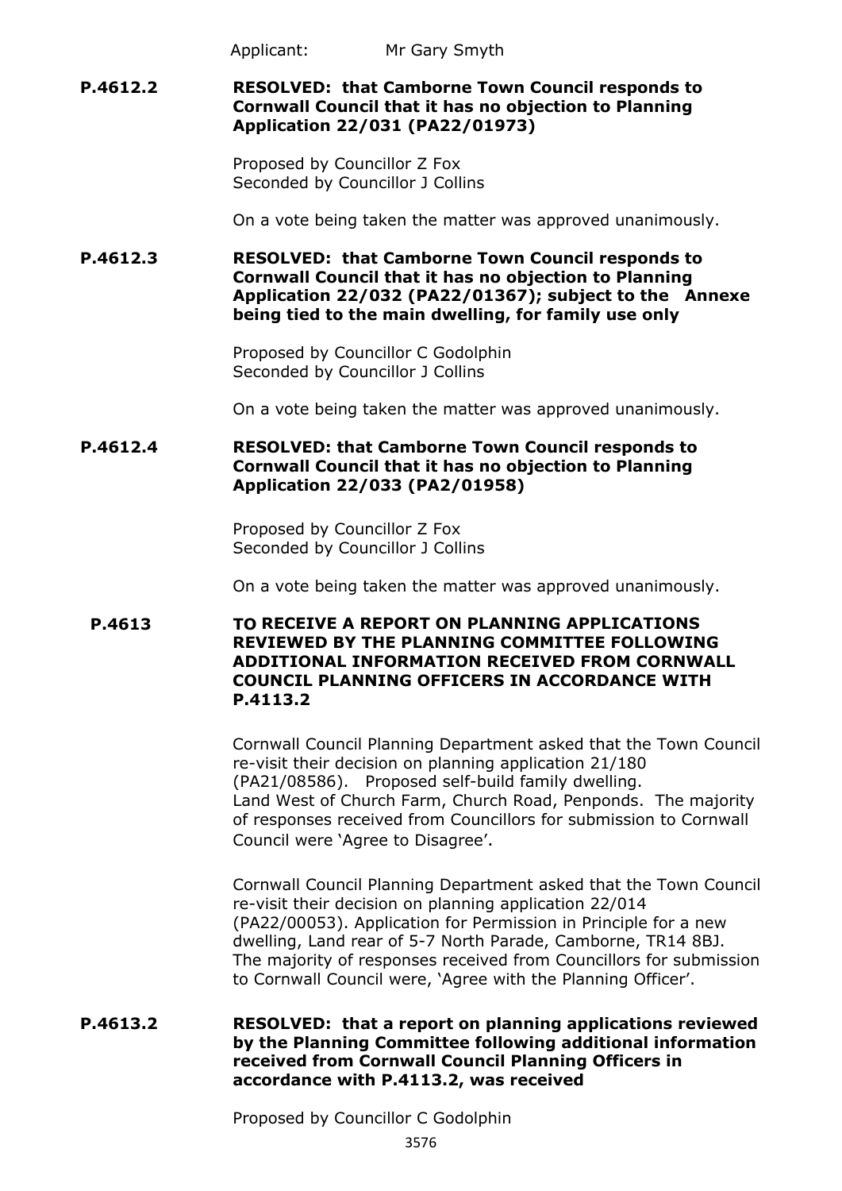Applicant: Mr Gary Smyth

**P.4612.2 RESOLVED: that Camborne Town Council responds to Cornwall Council that it has no objection to Planning Application 22/031 (PA22/01973)**

Proposed by Councillor Z Fox
Seconded by Councillor J Collins

On a vote being taken the matter was approved unanimously.

**P.4612.3 RESOLVED: that Camborne Town Council responds to Cornwall Council that it has no objection to Planning Application 22/032 (PA22/01367); subject to the Annexe being tied to the main dwelling, for family use only**

Proposed by Councillor C Godolphin
Seconded by Councillor J Collins

On a vote being taken the matter was approved unanimously.

**P.4612.4 RESOLVED: that Camborne Town Council responds to Cornwall Council that it has no objection to Planning Application 22/033 (PA2/01958)**

Proposed by Councillor Z Fox
Seconded by Councillor J Collins

On a vote being taken the matter was approved unanimously.

**P.4613 TO RECEIVE A REPORT ON PLANNING APPLICATIONS REVIEWED BY THE PLANNING COMMITTEE FOLLOWING ADDITIONAL INFORMATION RECEIVED FROM CORNWALL COUNCIL PLANNING OFFICERS IN ACCORDANCE WITH P.4113.2**

Cornwall Council Planning Department asked that the Town Council re-visit their decision on planning application 21/180 (PA21/08586). Proposed self-build family dwelling. Land West of Church Farm, Church Road, Penponds. The majority of responses received from Councillors for submission to Cornwall Council were 'Agree to Disagree'.

Cornwall Council Planning Department asked that the Town Council re-visit their decision on planning application 22/014 (PA22/00053). Application for Permission in Principle for a new dwelling, Land rear of 5-7 North Parade, Camborne, TR14 8BJ. The majority of responses received from Councillors for submission to Cornwall Council were, 'Agree with the Planning Officer'.

**P.4613.2 RESOLVED: that a report on planning applications reviewed by the Planning Committee following additional information received from Cornwall Council Planning Officers in accordance with P.4113.2, was received**

Proposed by Councillor C Godolphin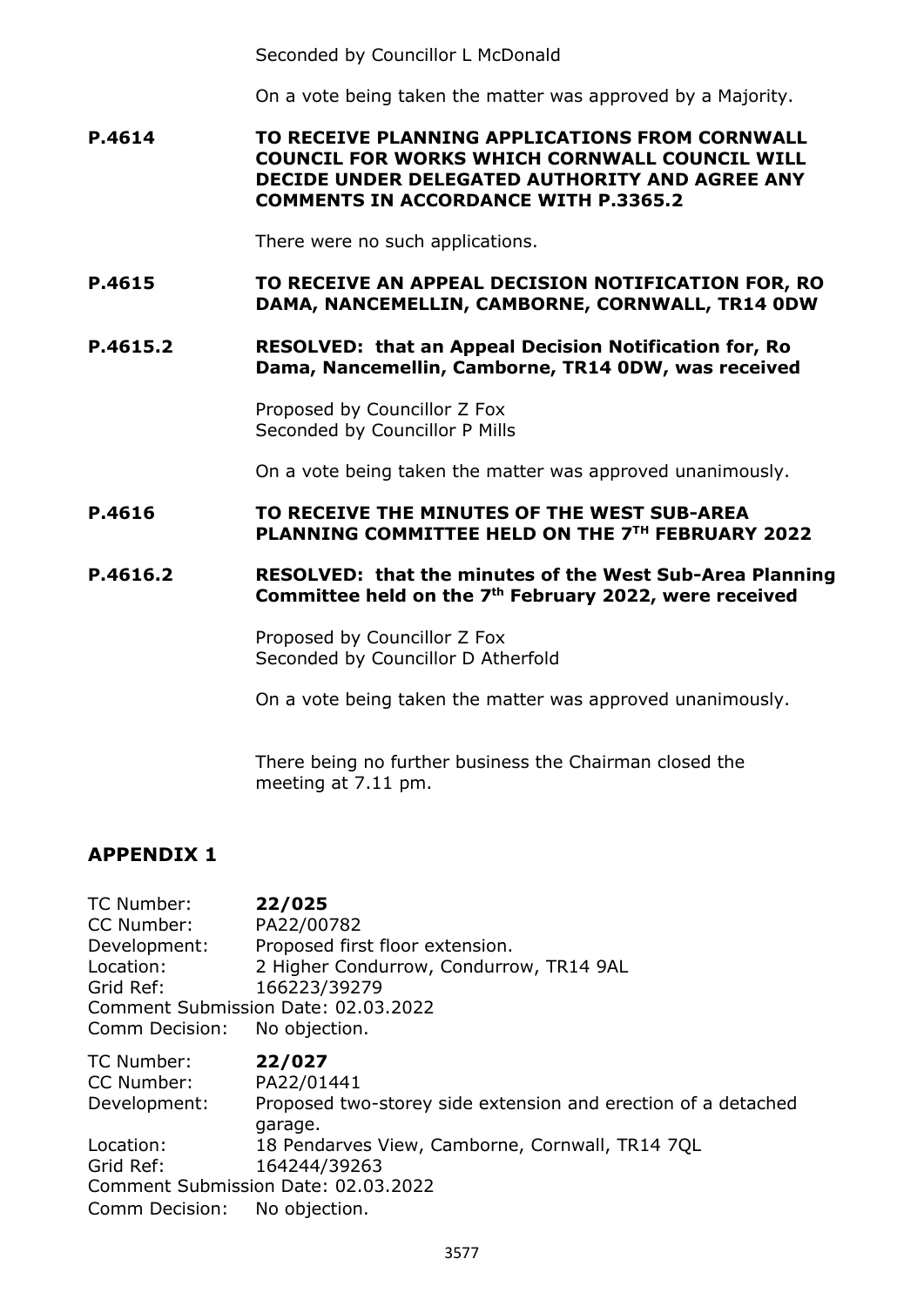Seconded by Councillor L McDonald

On a vote being taken the matter was approved by a Majority.

**P.4614 TO RECEIVE PLANNING APPLICATIONS FROM CORNWALL COUNCIL FOR WORKS WHICH CORNWALL COUNCIL WILL DECIDE UNDER DELEGATED AUTHORITY AND AGREE ANY COMMENTS IN ACCORDANCE WITH P.3365.2**

There were no such applications.

**P.4615 TO RECEIVE AN APPEAL DECISION NOTIFICATION FOR, RO DAMA, NANCEMELLIN, CAMBORNE, CORNWALL, TR14 0DW**

**P.4615.2 RESOLVED: that an Appeal Decision Notification for, Ro Dama, Nancemellin, Camborne, TR14 0DW, was received**

Proposed by Councillor Z Fox
Seconded by Councillor P Mills

On a vote being taken the matter was approved unanimously.

**P.4616 TO RECEIVE THE MINUTES OF THE WEST SUB-AREA PLANNING COMMITTEE HELD ON THE 7TH FEBRUARY 2022**

**P.4616.2 RESOLVED: that the minutes of the West Sub-Area Planning Committee held on the 7th February 2022, were received**

Proposed by Councillor Z Fox
Seconded by Councillor D Atherfold

On a vote being taken the matter was approved unanimously.

There being no further business the Chairman closed the meeting at 7.11 pm.

## APPENDIX 1

TC Number: **22/025**
CC Number: PA22/00782
Development: Proposed first floor extension.
Location: 2 Higher Condurrow, Condurrow, TR14 9AL
Grid Ref: 166223/39279
Comment Submission Date: 02.03.2022
Comm Decision: No objection.

TC Number: **22/027**
CC Number: PA22/01441
Development: Proposed two-storey side extension and erection of a detached garage.
Location: 18 Pendarves View, Camborne, Cornwall, TR14 7QL
Grid Ref: 164244/39263
Comment Submission Date: 02.03.2022
Comm Decision: No objection.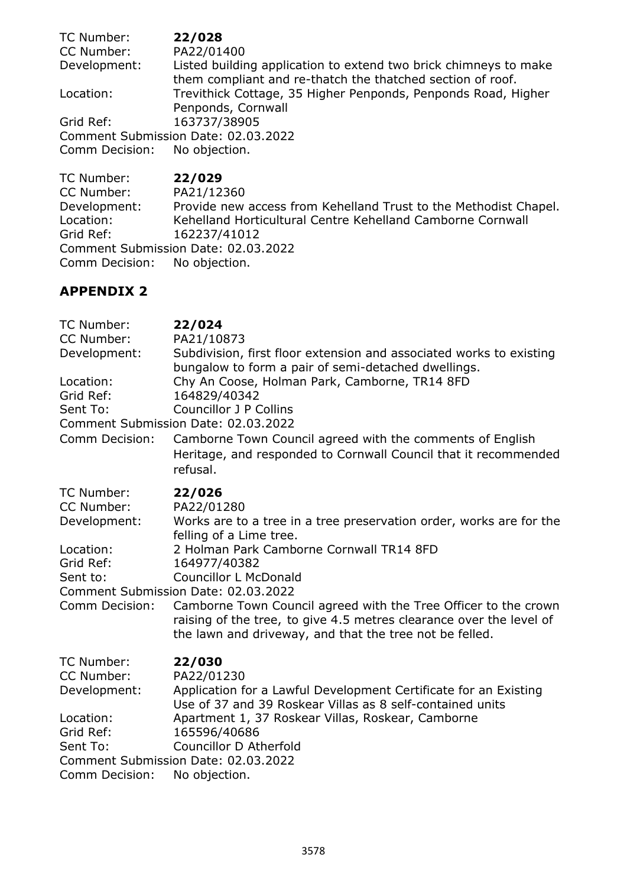TC Number: **22/028**
CC Number: PA22/01400
Development: Listed building application to extend two brick chimneys to make them compliant and re-thatch the thatched section of roof.
Location: Trevithick Cottage, 35 Higher Penponds, Penponds Road, Higher Penponds, Cornwall
Grid Ref: 163737/38905
Comment Submission Date: 02.03.2022
Comm Decision: No objection.

TC Number: **22/029**
CC Number: PA21/12360
Development: Provide new access from Kehelland Trust to the Methodist Chapel.
Location: Kehelland Horticultural Centre Kehelland Camborne Cornwall
Grid Ref: 162237/41012
Comment Submission Date: 02.03.2022
Comm Decision: No objection.

## APPENDIX 2

TC Number: **22/024**
CC Number: PA21/10873
Development: Subdivision, first floor extension and associated works to existing bungalow to form a pair of semi-detached dwellings.
Location: Chy An Coose, Holman Park, Camborne, TR14 8FD
Grid Ref: 164829/40342
Sent To: Councillor J P Collins
Comment Submission Date: 02.03.2022
Comm Decision: Camborne Town Council agreed with the comments of English Heritage, and responded to Cornwall Council that it recommended refusal.

TC Number: **22/026**
CC Number: PA22/01280
Development: Works are to a tree in a tree preservation order, works are for the felling of a Lime tree.
Location: 2 Holman Park Camborne Cornwall TR14 8FD
Grid Ref: 164977/40382
Sent to: Councillor L McDonald
Comment Submission Date: 02.03.2022
Comm Decision: Camborne Town Council agreed with the Tree Officer to the crown raising of the tree, to give 4.5 metres clearance over the level of the lawn and driveway, and that the tree not be felled.

TC Number: **22/030**
CC Number: PA22/01230
Development: Application for a Lawful Development Certificate for an Existing Use of 37 and 39 Roskear Villas as 8 self-contained units
Location: Apartment 1, 37 Roskear Villas, Roskear, Camborne
Grid Ref: 165596/40686
Sent To: Councillor D Atherfold
Comment Submission Date: 02.03.2022
Comm Decision: No objection.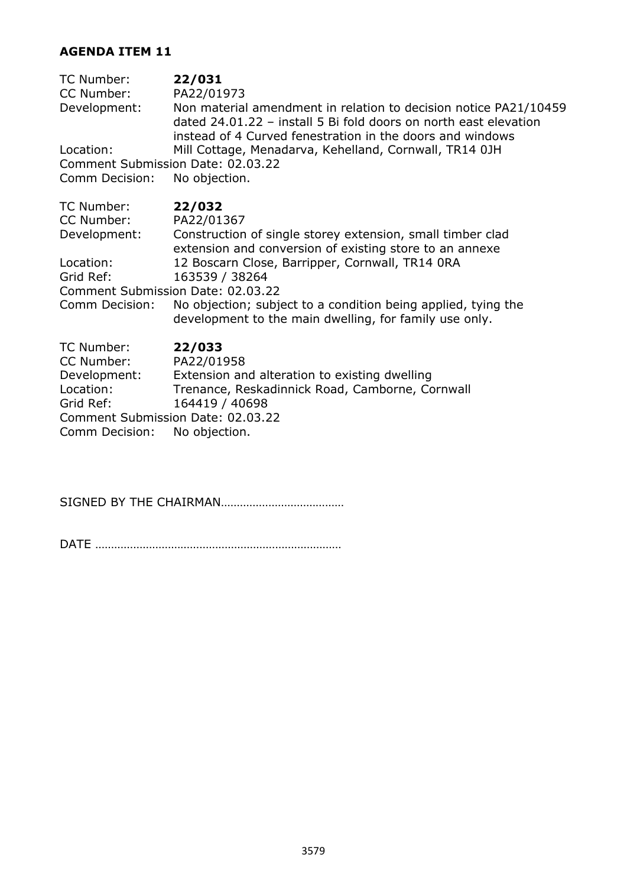**AGENDA ITEM 11**

TC Number: **22/031**
CC Number: PA22/01973
Development: Non material amendment in relation to decision notice PA21/10459 dated 24.01.22 – install 5 Bi fold doors on north east elevation instead of 4 Curved fenestration in the doors and windows
Location: Mill Cottage, Menadarva, Kehelland, Cornwall, TR14 0JH
Comment Submission Date: 02.03.22
Comm Decision: No objection.

TC Number: **22/032**
CC Number: PA22/01367
Development: Construction of single storey extension, small timber clad extension and conversion of existing store to an annexe
Location: 12 Boscarn Close, Barripper, Cornwall, TR14 0RA
Grid Ref: 163539 / 38264
Comment Submission Date: 02.03.22
Comm Decision: No objection; subject to a condition being applied, tying the development to the main dwelling, for family use only.

TC Number: **22/033**
CC Number: PA22/01958
Development: Extension and alteration to existing dwelling
Location: Trenance, Reskadinnick Road, Camborne, Cornwall
Grid Ref: 164419 / 40698
Comment Submission Date: 02.03.22
Comm Decision: No objection.

SIGNED BY THE CHAIRMAN…………………………………

DATE ……………………………………………………………………